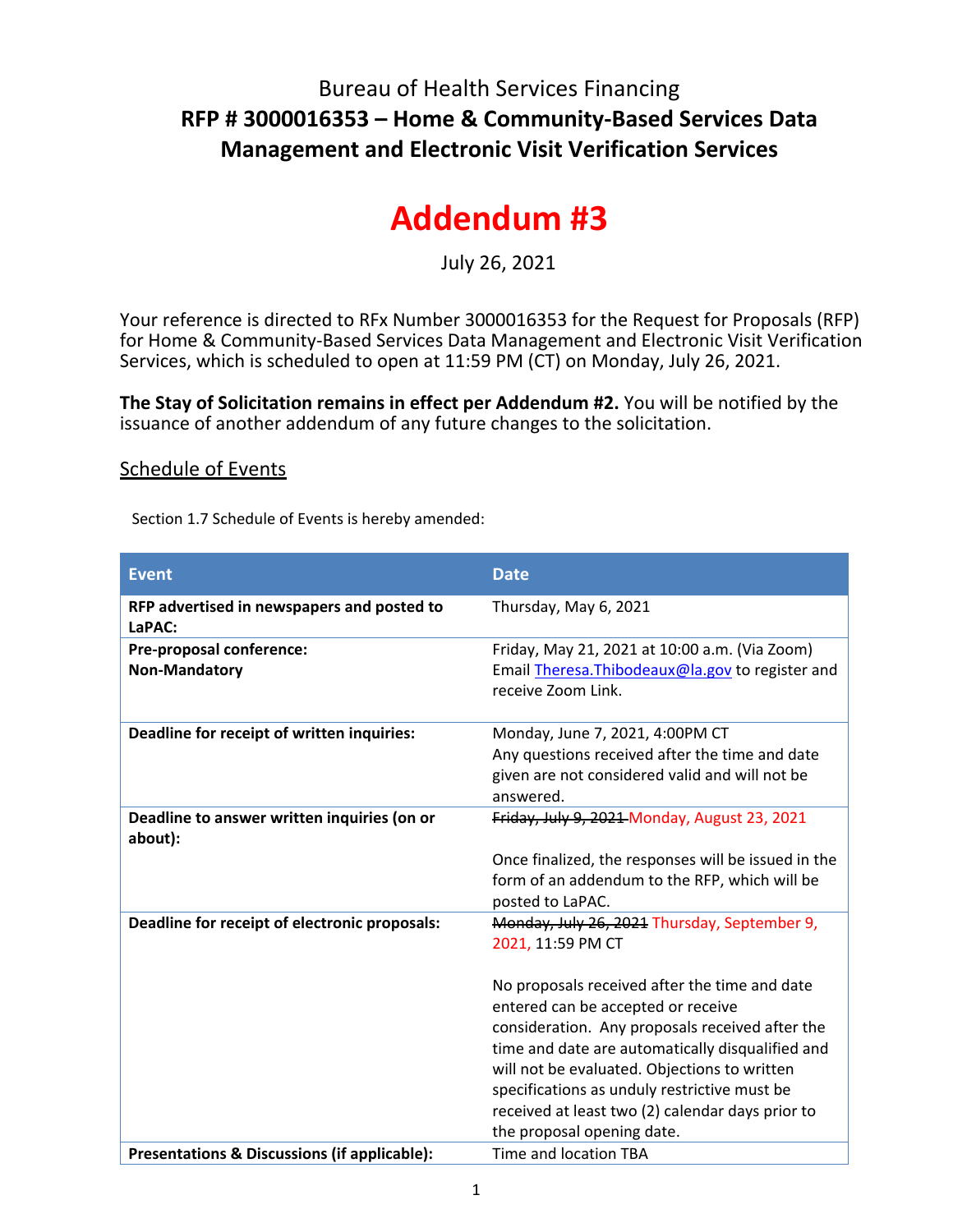# Bureau of Health Services Financing

## RFP # 3000016353 – Home & Community-Based Services Data Management and Electronic Visit Verification Services

# Addendum #3

July 26, 2021

Your reference is directed to RFx Number 3000016353 for the Request for Proposals (RFP) for Home & Community-Based Services Data Management and Electronic Visit Verification Services, which is scheduled to open at 11:59 PM (CT) on Monday, July 26, 2021.

**The Stay of Solicitation remains in effect per Addendum #2.** You will be notified by the issuance of another addendum of any future changes to the solicitation.

## Schedule of Events

Section 1.7 Schedule of Events is hereby amended:

| Event | Date |
| --- | --- |
| **RFP advertised in newspapers and posted to LaPAC:** | Thursday, May 6, 2021 |
| **Pre-proposal conference: Non-Mandatory** | Friday, May 21, 2021 at 10:00 a.m. (Via Zoom) Email Theresa.Thibodeaux@la.gov to register and receive Zoom Link. |
| **Deadline for receipt of written inquiries:** | Monday, June 7, 2021, 4:00PM CT<br>Any questions received after the time and date given are not considered valid and will not be answered. |
| **Deadline to answer written inquiries (on or about):** | ~~Friday, July 9, 2021~~ Monday, August 23, 2021<br><br>Once finalized, the responses will be issued in the form of an addendum to the RFP, which will be posted to LaPAC. |
| **Deadline for receipt of electronic proposals:** | ~~Monday, July 26, 2021~~ Thursday, September 9, 2021, 11:59 PM CT<br><br>No proposals received after the time and date entered can be accepted or receive consideration. Any proposals received after the time and date are automatically disqualified and will not be evaluated. Objections to written specifications as unduly restrictive must be received at least two (2) calendar days prior to the proposal opening date. |
| **Presentations & Discussions (if applicable):** | Time and location TBA |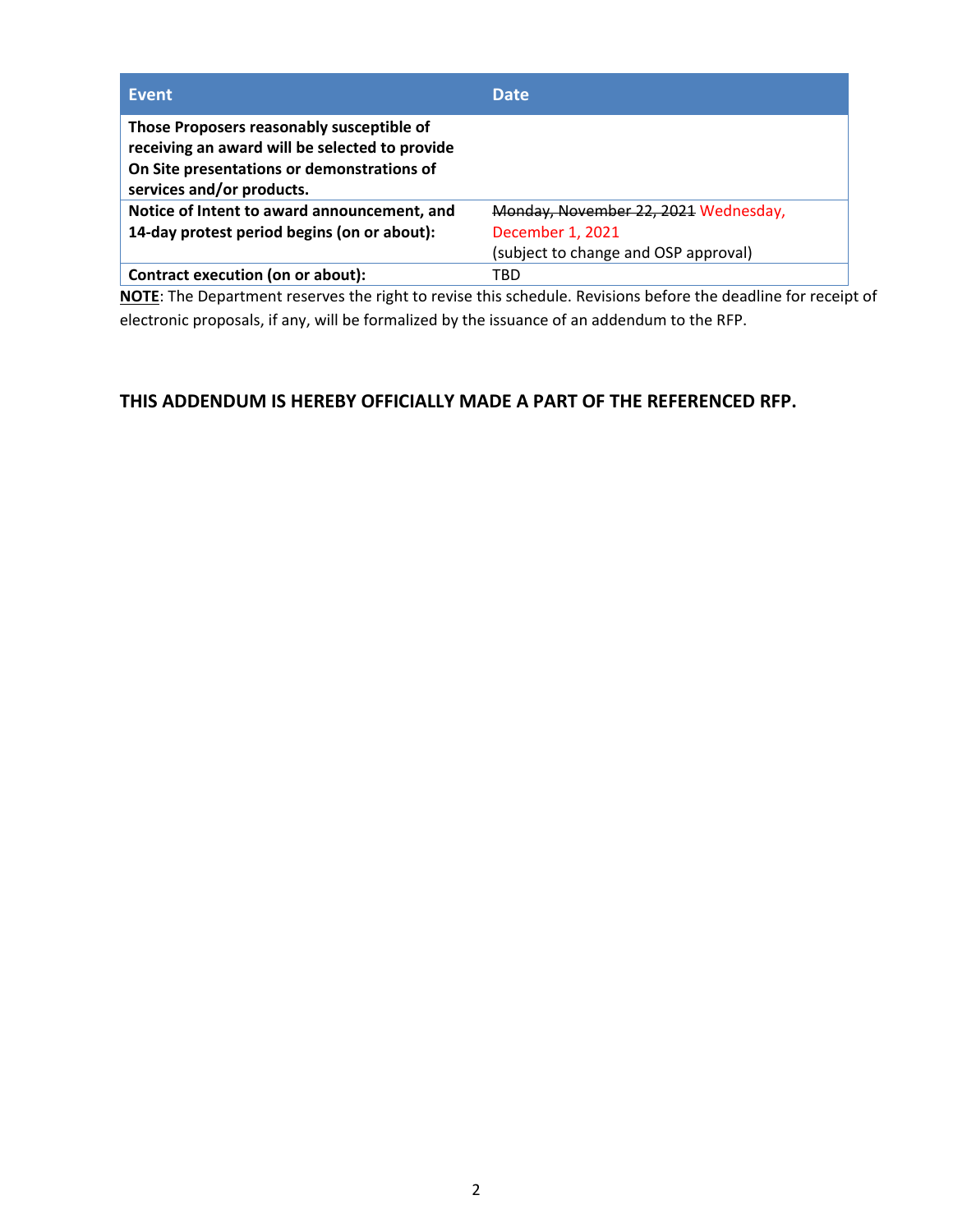| Event | Date |
| --- | --- |
| **Those Proposers reasonably susceptible of receiving an award will be selected to provide On Site presentations or demonstrations of services and/or products.** | |
| **Notice of Intent to award announcement, and 14-day protest period begins (on or about):** | ~~Monday, November 22, 2021~~ Wednesday, December 1, 2021 (subject to change and OSP approval) |
| **Contract execution (on or about):** | TBD |

**NOTE**: The Department reserves the right to revise this schedule. Revisions before the deadline for receipt of electronic proposals, if any, will be formalized by the issuance of an addendum to the RFP.

**THIS ADDENDUM IS HEREBY OFFICIALLY MADE A PART OF THE REFERENCED RFP.**